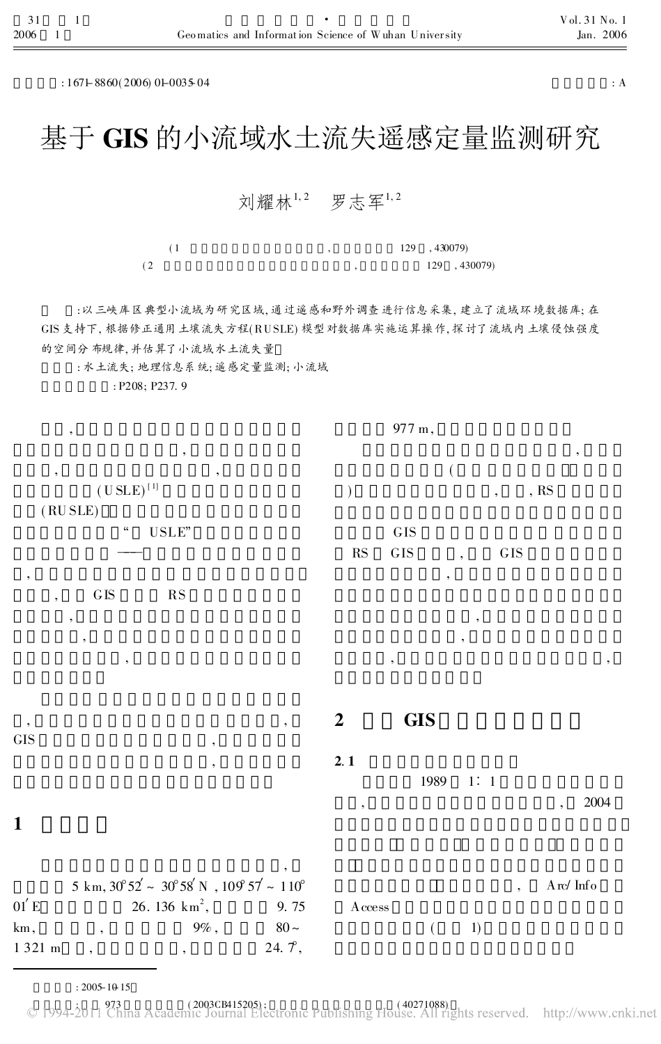: 1671-8860(2006) 01-0035-04

: A

# 基于 GIS 的小流域水土流失遥感定量监测研究

刘耀林[1,2]　罗志军[1,2]

(1　　　　　　　　　　　　　　　　,　　　　　　129　, 430079)

(2　　　　　　　　　　　　　　　　　　　,　　　　　　129　, 430079)

:以三峡库区典型小流域为研究区域,通过遥感和野外调查进行信息采集,建立了流域环境数据库;在GIS支持下,根据修正通用土壤流失方程(RUSLE)模型对数据库实施运算操作,探讨了流域内土壤侵蚀强度的空间分布规律,并估算了小流域水土流失量。

: 水土流失; 地理信息系统; 遥感定量监测; 小流域

: P208; P237.9

,

,

,　　　　　　　　,

(USLE)[1]

(RUSLE)

"　USLE"

——

,

,　　GIS　　　RS

,

,

,

,

GIS　　　　　　　　　　,

,

## 1

,

5 km, 30°52′ ~ 30°58′ N, 109°57′ ~ 110°01′ E　　　　26.136 km², 　　　9.75 km,　　　,　　　　9%,　　　80 ~ 1 321 m　,　　　　　,　　　24.7°,

977 m,

,

(

)　　　　　　　　　　　,　　, RS

GIS

RS　GIS　　,　　GIS

,

,

,

,

,

## 2　GIS

### 2.1

1989　1∶ 1

,　　　　　　　　　　　　　, 2004

,　　Arc/Info

Access

(　　1)

: 2005-10-15

;　　973　　　　　(2003CB415205);　　　　　　　　　　(40271088)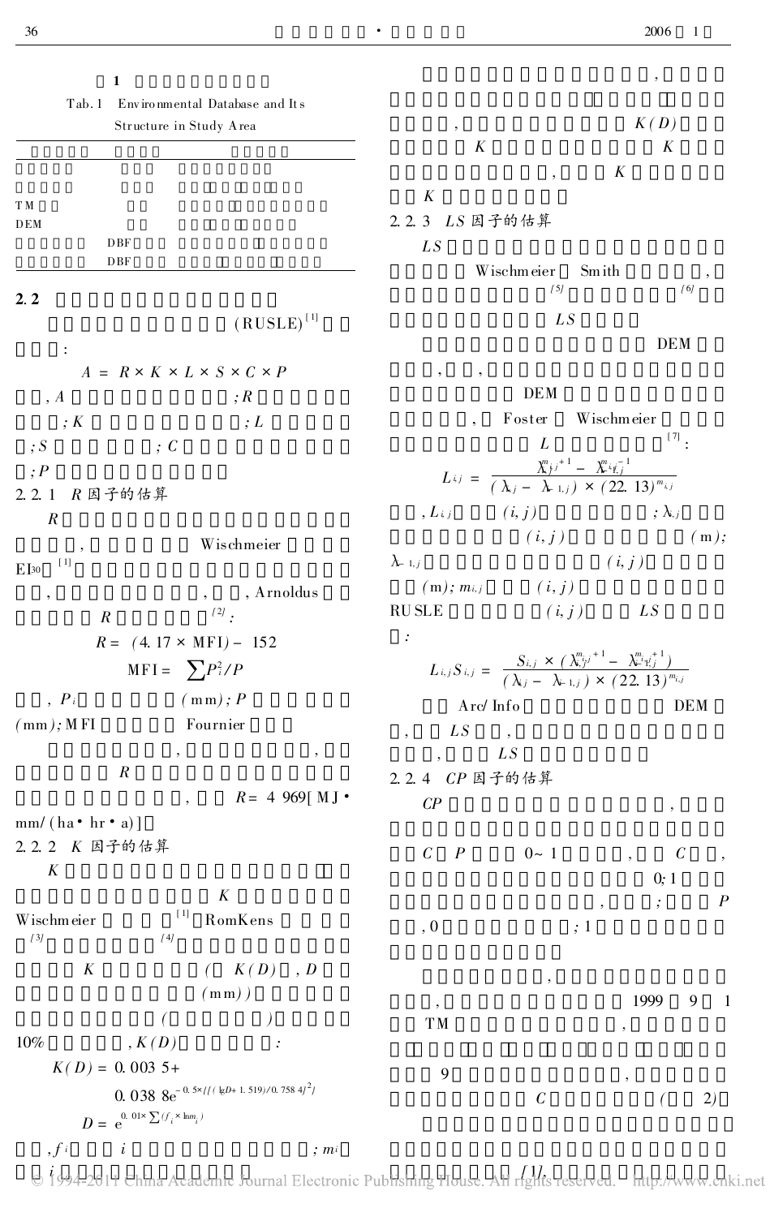1

Tab.1 Environmental Database and Its Structure in Study Area

| | | |
|---|---|---|
| | | |
| | | |
| TM | | |
| DEM | | |
| | DBF | |
| | DBF | |

**2.2**

(RUSLE)[1]

:

$$A = R \times K \times L \times S \times C \times P$$

, A ; R ; K ; L ; S ; C ; P

2.2.1 R 因子的估算

R

, Wischmeier EI30 [1]

, , , Arnoldus R [2]:

$$R = (4.17 \times \mathrm{MFI}) - 152$$

$$\mathrm{MFI} = \sum P_i^2 / P$$

, $P_i$ (mm); P (mm); MFI Fournier

, , R

, R = 4 969[MJ·mm/(ha·hr·a)]

2.2.2 K 因子的估算

K

K

Wischmeier [1] RomKens [3] [4]

K ( K(D), D (mm))

( )

10% , K(D) :

$$K(D) = 0.0035 + 0.0388 e^{-0.5 \times [(\lg D + 1.519)/0.7584]^2}$$

$$D = e^{0.01 \times \sum (f_i \times \ln m_i)}$$

, $f_i$ i ; $m_i$ i

, K(D) K K , K K

2.2.3 LS 因子的估算

LS

Wischmeier Smith , [5] [6] LS

DEM , , DEM , Foster Wischmeier L [7]:

$$L_{ij} = \frac{\lambda_{i,j}^{m_{i,j}+1} - \lambda_{i-1,j}^{m_{i,j}+1}}{(\lambda_{i,j} - \lambda_{i-1,j}) \times (22.13)^{m_{i,j}}}$$

, $L_{ij}$ (i, j) ; $\lambda_{i,j}$ (i, j) (m); $\lambda_{i-1,j}$ (i, j) (m); $m_{i,j}$ (i, j)

RUSLE (i, j) LS :

$$L_{i,j} S_{i,j} = \frac{S_{i,j} \times (\lambda_{i,j}^{m_{i,j}+1} - \lambda_{i-1,j}^{m_{i,j}+1})}{(\lambda_{i,j} - \lambda_{i-1,j}) \times (22.13)^{m_{i,j}}}$$

Arc/Info DEM , LS , , LS

2.2.4 CP 因子的估算

CP ,

C P 0~1 , C , 0; 1 , ; P , 0 ; 1

, , 1999 9 1 TM , 9 , C ( 2)

[1];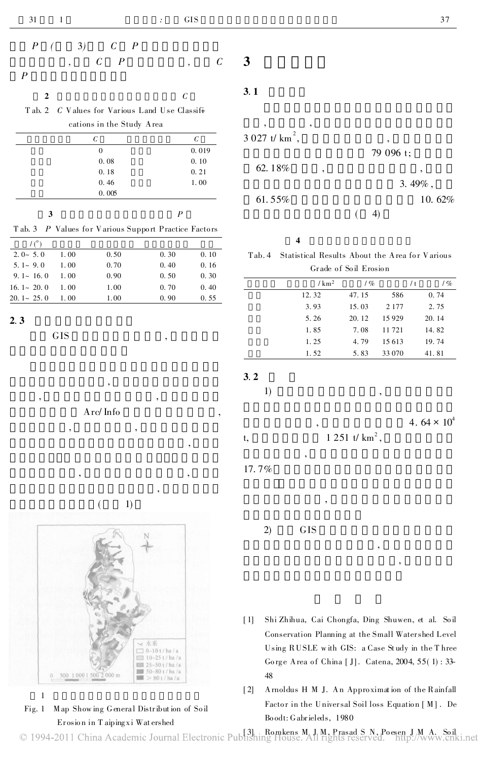P ( 3) C P

, C P , C

P

**2 C**

Tab. 2 C Values for Various Land Use Classifications in the Study Area

| | C | | C |
|---|---|---|---|
| | 0 | | 0.019 |
| | 0.08 | | 0.10 |
| | 0.18 | | 0.21 |
| | 0.46 | | 1.00 |
| | 0.005 | | |

**3 P**

Tab. 3 P Values for Various Support Practice Factors

| /(°) | | | | |
|---|---|---|---|---|
| 2.0~ 5.0 | 1.00 | 0.50 | 0.30 | 0.10 |
| 5.1~ 9.0 | 1.00 | 0.70 | 0.40 | 0.16 |
| 9.1~ 16.0 | 1.00 | 0.90 | 0.50 | 0.30 |
| 16.1~ 20.0 | 1.00 | 1.00 | 0.70 | 0.40 |
| 20.1~ 25.0 | 1.00 | 1.00 | 0.90 | 0.55 |

## 2.3

GIS ,

, , , Arc/Info , , , , , , , ( 1)

1

Fig. 1 Map Showing General Distribution of Soil Erosion in Taipingxi Watershed

# 3

## 3.1

, , 3 027 t/km$^2$, , 79 096 t; 62.18% , , 3.49%, 61.55% 10.62% ( 4)

**4**

Tab. 4 Statistical Results About the Area for Various Grade of Soil Erosion

| | /km$^2$ | /% | /t | /% |
|---|---|---|---|---|
| | 12.32 | 47.15 | 586 | 0.74 |
| | 3.93 | 15.03 | 2 177 | 2.75 |
| | 5.26 | 20.12 | 15 929 | 20.14 |
| | 1.85 | 7.08 | 11 721 | 14.82 |
| | 1.25 | 4.79 | 15 613 | 19.74 |
| | 1.52 | 5.83 | 33 070 | 41.81 |

## 3.2

1) , , $4.64\times10^4$ t, 1 251 t/km$^2$, , 17.7% ,

2) GIS , ,

[1] Shi Zhihua, Cai Chongfa, Ding Shuwen, et al. Soil Conservation Planning at the Small Watershed Level Using RUSLE with GIS: a Case Study in the Three Gorge Area of China [J]. Catena, 2004, 55(1): 33-48

[2] Arnoldus H M J. An Approximation of the Rainfall Factor in the Universal Soil loss Equation [M]. De Boodt: Gabrieleds, 1980

[3] Romkens M J M, Prasad S N, Poesen J M A. Soil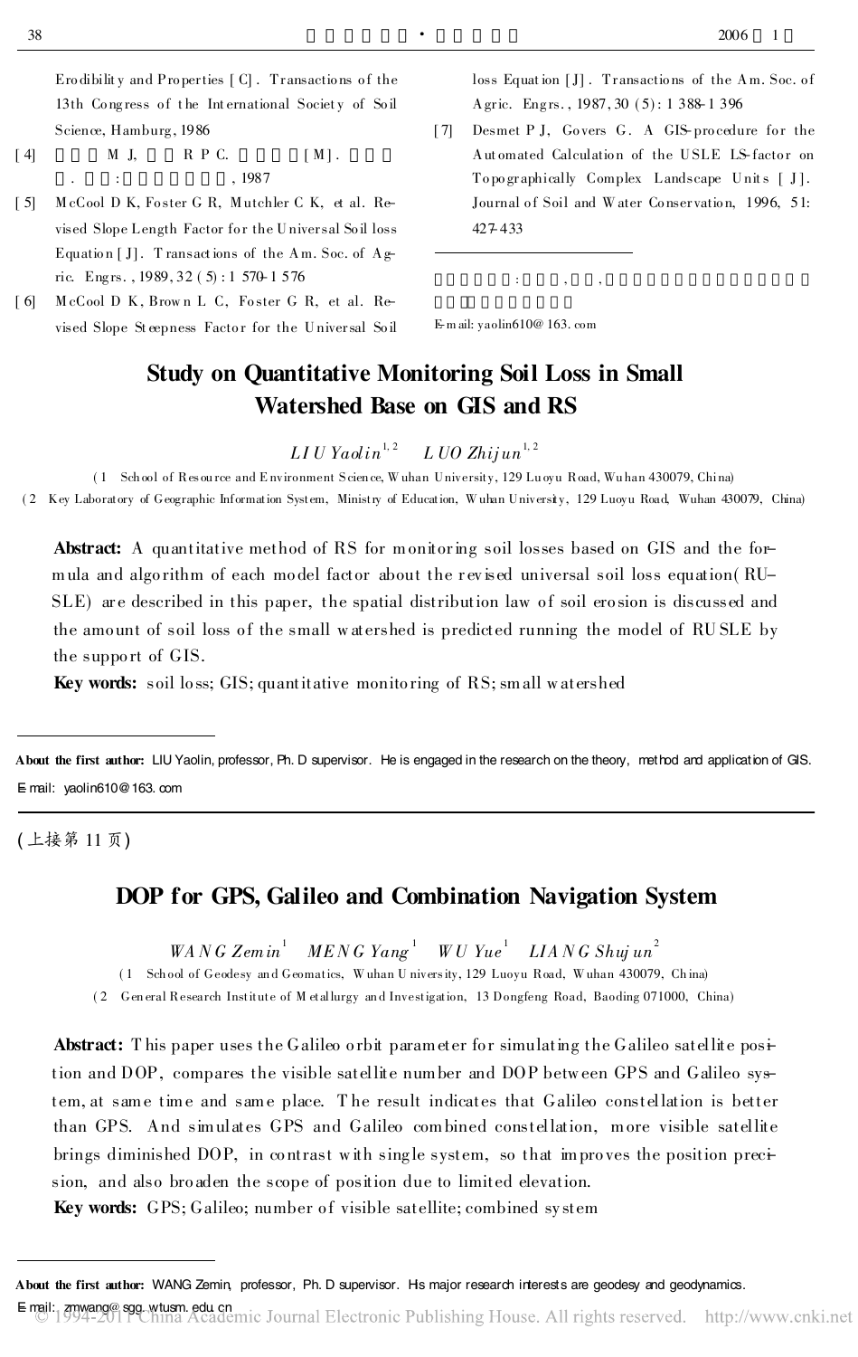Erodibility and Properties [C]. Transactions of the 13th Congress of the International Society of Soil Science, Hamburg, 1986

[4] M J, R P C. [M]. . : , 1987

[5] McCool D K, Foster G R, Mutchler C K, et al. Revised Slope Length Factor for the Universal Soil loss Equation [J]. Transactions of the Am. Soc. of Agric. Engrs., 1989, 32 (5): 1 570-1 576

[6] McCool D K, Brown L C, Foster G R, et al. Revised Slope Steepness Factor for the Universal Soil loss Equation [J]. Transactions of the Am. Soc. of Agric. Engrs., 1987, 30 (5): 1 388-1 396

[7] Desmet P J, Govers G. A GIS-procedure for the Automated Calculation of the USLE LS-factor on Topographically Complex Landscape Units [J]. Journal of Soil and Water Conservation, 1996, 51: 427-433

: , , 

E-mail: yaolin610@163.com

# Study on Quantitative Monitoring Soil Loss in Small Watershed Base on GIS and RS

*LIU Yaolin*[1,2]  *LUO Zhijun*[1,2]

(1 School of Resource and Environment Science, Wuhan University, 129 Luoyu Road, Wuhan 430079, China)

(2 Key Laboratory of Geographic Information System, Ministry of Education, Wuhan University, 129 Luoyu Road, Wuhan 430079, China)

**Abstract:** A quantitative method of RS for monitoring soil losses based on GIS and the formula and algorithm of each model factor about the revised universal soil loss equation (RUSLE) are described in this paper, the spatial distribution law of soil erosion is discussed and the amount of soil loss of the small watershed is predicted running the model of RUSLE by the support of GIS.

**Key words:** soil loss; GIS; quantitative monitoring of RS; small watershed

**About the first author:** LIU Yaolin, professor, Ph. D supervisor. He is engaged in the research on the theory, method and application of GIS.
E-mail: yaolin610@163.com

(上接第 11 页)

# DOP for GPS, Galileo and Combination Navigation System

*WANG Zemin*[1]  *MENG Yang*[1]  *WU Yue*[1]  *LIANG Shujun*[2]

(1 School of Geodesy and Geomatics, Wuhan University, 129 Luoyu Road, Wuhan 430079, China)

(2 General Research Institute of Metallurgy and Investigation, 13 Dongfeng Road, Baoding 071000, China)

**Abstract:** This paper uses the Galileo orbit parameter for simulating the Galileo satellite position and DOP, compares the visible satellite number and DOP between GPS and Galileo system, at same time and same place. The result indicates that Galileo constellation is better than GPS. And simulates GPS and Galileo combined constellation, more visible satellite brings diminished DOP, in contrast with single system, so that improves the position precision, and also broaden the scope of position due to limited elevation.

**Key words:** GPS; Galileo; number of visible satellite; combined system

**About the first author:** WANG Zemin, professor, Ph. D supervisor. His major research interests are geodesy and geodynamics.
E-mail: zmwang@sgg.wtusm.edu.cn